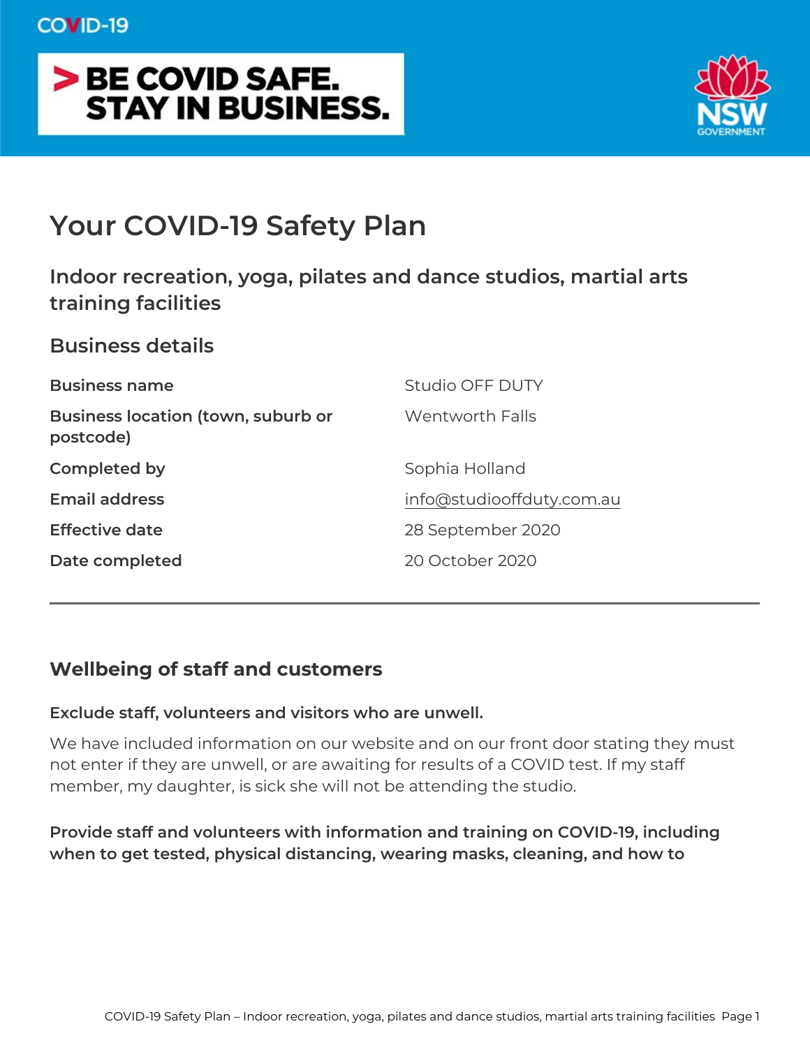COVID-19

> BE COVID SAFE. STAY IN BUSINESS.

NSW GOVERNMENT

# Your COVID-19 Safety Plan

## Indoor recreation, yoga, pilates and dance studios, martial arts training facilities

## Business details

| | |
|---|---|
| **Business name** | Studio OFF DUTY |
| **Business location (town, suburb or postcode)** | Wentworth Falls |
| **Completed by** | Sophia Holland |
| **Email address** | info@studiooffduty.com.au |
| **Effective date** | 28 September 2020 |
| **Date completed** | 20 October 2020 |

---

## Wellbeing of staff and customers

**Exclude staff, volunteers and visitors who are unwell.**

We have included information on our website and on our front door stating they must not enter if they are unwell, or are awaiting for results of a COVID test. If my staff member, my daughter, is sick she will not be attending the studio.

**Provide staff and volunteers with information and training on COVID-19, including when to get tested, physical distancing, wearing masks, cleaning, and how to**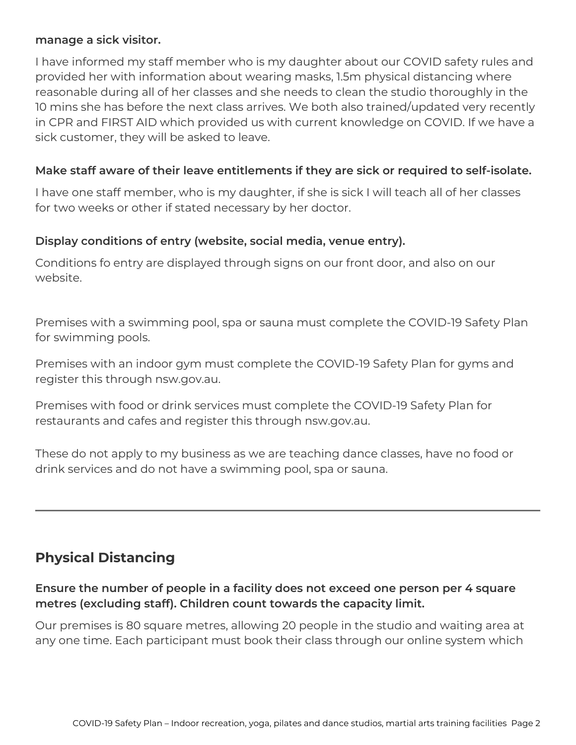**manage a sick visitor.**

I have informed my staff member who is my daughter about our COVID safety rules and provided her with information about wearing masks, 1.5m physical distancing where reasonable during all of her classes and she needs to clean the studio thoroughly in the 10 mins she has before the next class arrives. We both also trained/updated very recently in CPR and FIRST AID which provided us with current knowledge on COVID. If we have a sick customer, they will be asked to leave.

**Make staff aware of their leave entitlements if they are sick or required to self-isolate.**

I have one staff member, who is my daughter, if she is sick I will teach all of her classes for two weeks or other if stated necessary by her doctor.

**Display conditions of entry (website, social media, venue entry).**

Conditions fo entry are displayed through signs on our front door, and also on our website.

Premises with a swimming pool, spa or sauna must complete the COVID-19 Safety Plan for swimming pools.

Premises with an indoor gym must complete the COVID-19 Safety Plan for gyms and register this through nsw.gov.au.

Premises with food or drink services must complete the COVID-19 Safety Plan for restaurants and cafes and register this through nsw.gov.au.

These do not apply to my business as we are teaching dance classes, have no food or drink services and do not have a swimming pool, spa or sauna.

---

## Physical Distancing

**Ensure the number of people in a facility does not exceed one person per 4 square metres (excluding staff). Children count towards the capacity limit.**

Our premises is 80 square metres, allowing 20 people in the studio and waiting area at any one time. Each participant must book their class through our online system which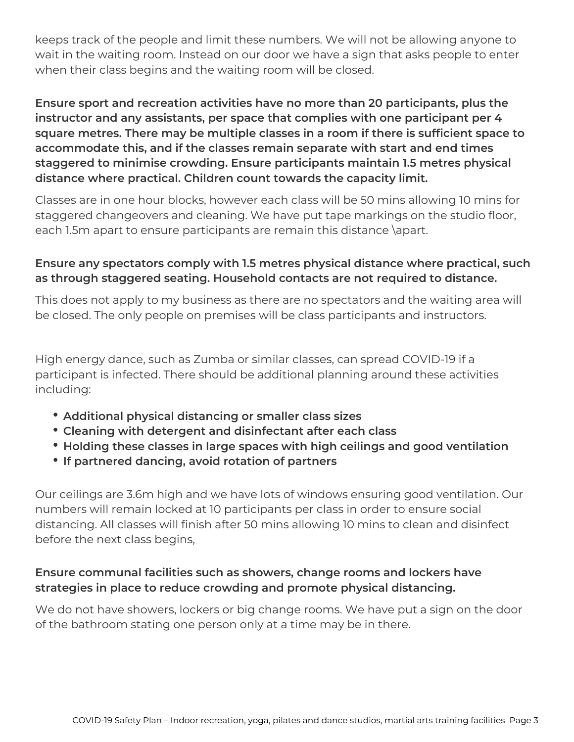keeps track of the people and limit these numbers. We will not be allowing anyone to wait in the waiting room. Instead on our door we have a sign that asks people to enter when their class begins and the waiting room will be closed.

**Ensure sport and recreation activities have no more than 20 participants, plus the instructor and any assistants, per space that complies with one participant per 4 square metres. There may be multiple classes in a room if there is sufficient space to accommodate this, and if the classes remain separate with start and end times staggered to minimise crowding. Ensure participants maintain 1.5 metres physical distance where practical. Children count towards the capacity limit.**

Classes are in one hour blocks, however each class will be 50 mins allowing 10 mins for staggered changeovers and cleaning. We have put tape markings on the studio floor, each 1.5m apart to ensure participants are remain this distance \apart.

**Ensure any spectators comply with 1.5 metres physical distance where practical, such as through staggered seating. Household contacts are not required to distance.**

This does not apply to my business as there are no spectators and the waiting area will be closed. The only people on premises will be class participants and instructors.

High energy dance, such as Zumba or similar classes, can spread COVID-19 if a participant is infected. There should be additional planning around these activities including:

- **Additional physical distancing or smaller class sizes**
- **Cleaning with detergent and disinfectant after each class**
- **Holding these classes in large spaces with high ceilings and good ventilation**
- **If partnered dancing, avoid rotation of partners**

Our ceilings are 3.6m high and we have lots of windows ensuring good ventilation. Our numbers will remain locked at 10 participants per class in order to ensure social distancing. All classes will finish after 50 mins allowing 10 mins to clean and disinfect before the next class begins,

**Ensure communal facilities such as showers, change rooms and lockers have strategies in place to reduce crowding and promote physical distancing.**

We do not have showers, lockers or big change rooms. We have put a sign on the door of the bathroom stating one person only at a time may be in there.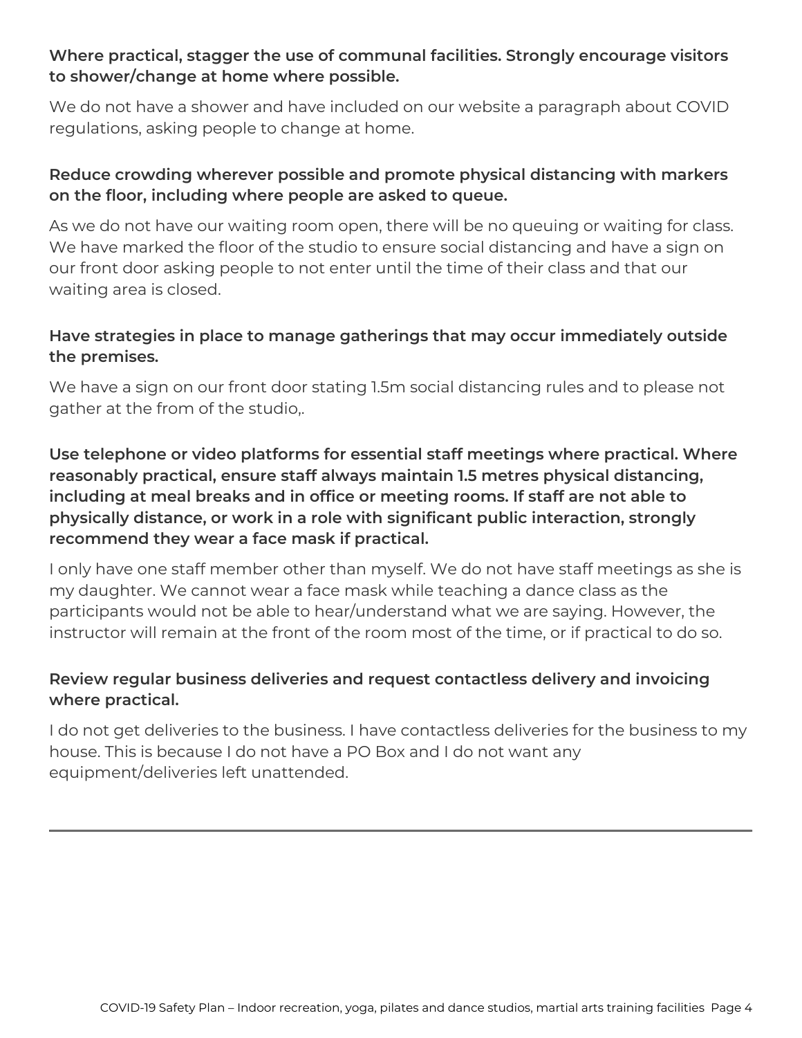**Where practical, stagger the use of communal facilities. Strongly encourage visitors to shower/change at home where possible.**

We do not have a shower and have included on our website a paragraph about COVID regulations, asking people to change at home.

**Reduce crowding wherever possible and promote physical distancing with markers on the floor, including where people are asked to queue.**

As we do not have our waiting room open, there will be no queuing or waiting for class. We have marked the floor of the studio to ensure social distancing and have a sign on our front door asking people to not enter until the time of their class and that our waiting area is closed.

**Have strategies in place to manage gatherings that may occur immediately outside the premises.**

We have a sign on our front door stating 1.5m social distancing rules and to please not gather at the from of the studio,.

**Use telephone or video platforms for essential staff meetings where practical. Where reasonably practical, ensure staff always maintain 1.5 metres physical distancing, including at meal breaks and in office or meeting rooms. If staff are not able to physically distance, or work in a role with significant public interaction, strongly recommend they wear a face mask if practical.**

I only have one staff member other than myself. We do not have staff meetings as she is my daughter. We cannot wear a face mask while teaching a dance class as the participants would not be able to hear/understand what we are saying. However, the instructor will remain at the front of the room most of the time, or if practical to do so.

**Review regular business deliveries and request contactless delivery and invoicing where practical.**

I do not get deliveries to the business. I have contactless deliveries for the business to my house. This is because I do not have a PO Box and I do not want any equipment/deliveries left unattended.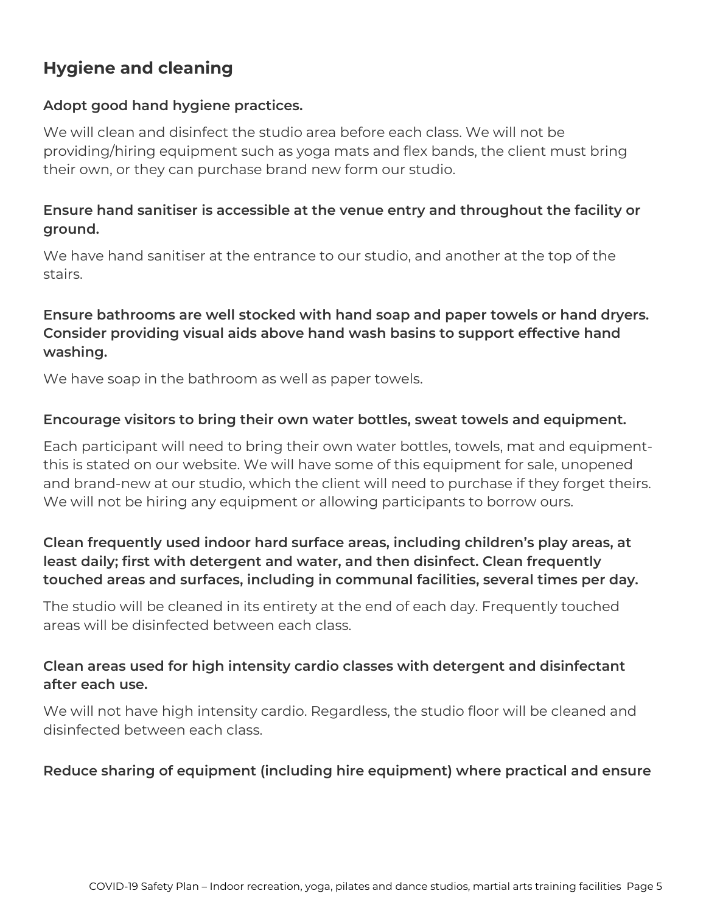## Hygiene and cleaning

**Adopt good hand hygiene practices.**

We will clean and disinfect the studio area before each class. We will not be providing/hiring equipment such as yoga mats and flex bands, the client must bring their own, or they can purchase brand new form our studio.

**Ensure hand sanitiser is accessible at the venue entry and throughout the facility or ground.**

We have hand sanitiser at the entrance to our studio, and another at the top of the stairs.

**Ensure bathrooms are well stocked with hand soap and paper towels or hand dryers. Consider providing visual aids above hand wash basins to support effective hand washing.**

We have soap in the bathroom as well as paper towels.

**Encourage visitors to bring their own water bottles, sweat towels and equipment.**

Each participant will need to bring their own water bottles, towels, mat and equipment-this is stated on our website. We will have some of this equipment for sale, unopened and brand-new at our studio, which the client will need to purchase if they forget theirs. We will not be hiring any equipment or allowing participants to borrow ours.

**Clean frequently used indoor hard surface areas, including children's play areas, at least daily; first with detergent and water, and then disinfect. Clean frequently touched areas and surfaces, including in communal facilities, several times per day.**

The studio will be cleaned in its entirety at the end of each day. Frequently touched areas will be disinfected between each class.

**Clean areas used for high intensity cardio classes with detergent and disinfectant after each use.**

We will not have high intensity cardio. Regardless, the studio floor will be cleaned and disinfected between each class.

**Reduce sharing of equipment (including hire equipment) where practical and ensure**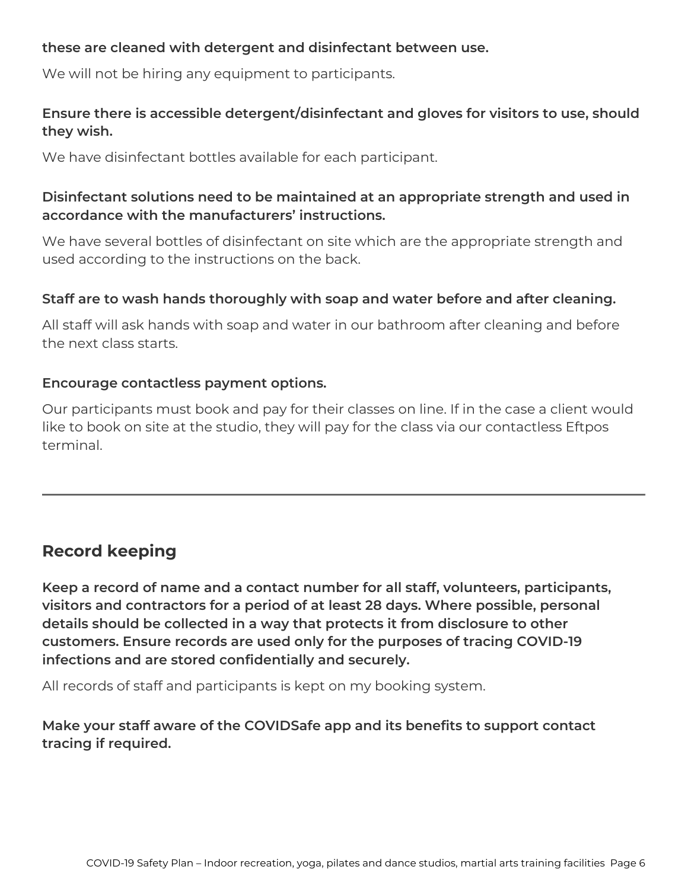**these are cleaned with detergent and disinfectant between use.**

We will not be hiring any equipment to participants.

**Ensure there is accessible detergent/disinfectant and gloves for visitors to use, should they wish.**

We have disinfectant bottles available for each participant.

**Disinfectant solutions need to be maintained at an appropriate strength and used in accordance with the manufacturers' instructions.**

We have several bottles of disinfectant on site which are the appropriate strength and used according to the instructions on the back.

**Staff are to wash hands thoroughly with soap and water before and after cleaning.**

All staff will ask hands with soap and water in our bathroom after cleaning and before the next class starts.

**Encourage contactless payment options.**

Our participants must book and pay for their classes on line. If in the case a client would like to book on site at the studio, they will pay for the class via our contactless Eftpos terminal.

---

## Record keeping

**Keep a record of name and a contact number for all staff, volunteers, participants, visitors and contractors for a period of at least 28 days. Where possible, personal details should be collected in a way that protects it from disclosure to other customers. Ensure records are used only for the purposes of tracing COVID-19 infections and are stored confidentially and securely.**

All records of staff and participants is kept on my booking system.

**Make your staff aware of the COVIDSafe app and its benefits to support contact tracing if required.**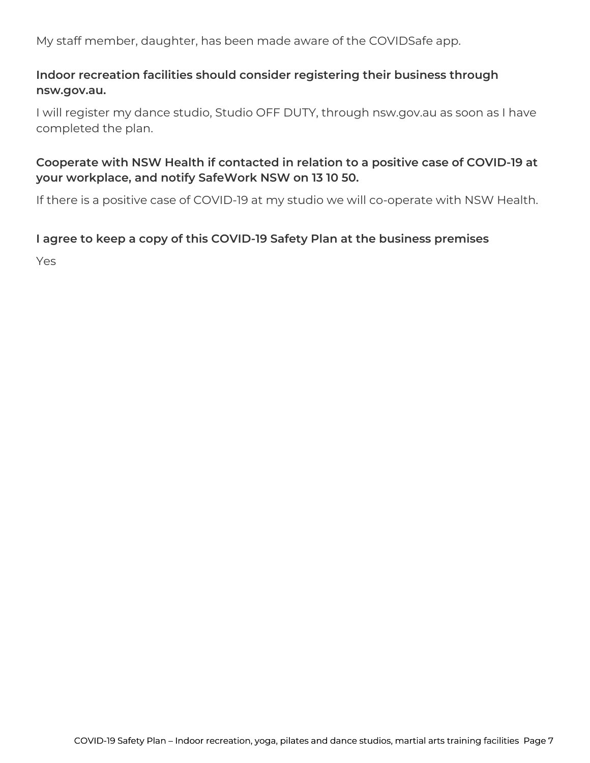My staff member, daughter, has been made aware of the COVIDSafe app.

**Indoor recreation facilities should consider registering their business through nsw.gov.au.**

I will register my dance studio, Studio OFF DUTY, through nsw.gov.au as soon as I have completed the plan.

**Cooperate with NSW Health if contacted in relation to a positive case of COVID-19 at your workplace, and notify SafeWork NSW on 13 10 50.**

If there is a positive case of COVID-19 at my studio we will co-operate with NSW Health.

**I agree to keep a copy of this COVID-19 Safety Plan at the business premises**

Yes